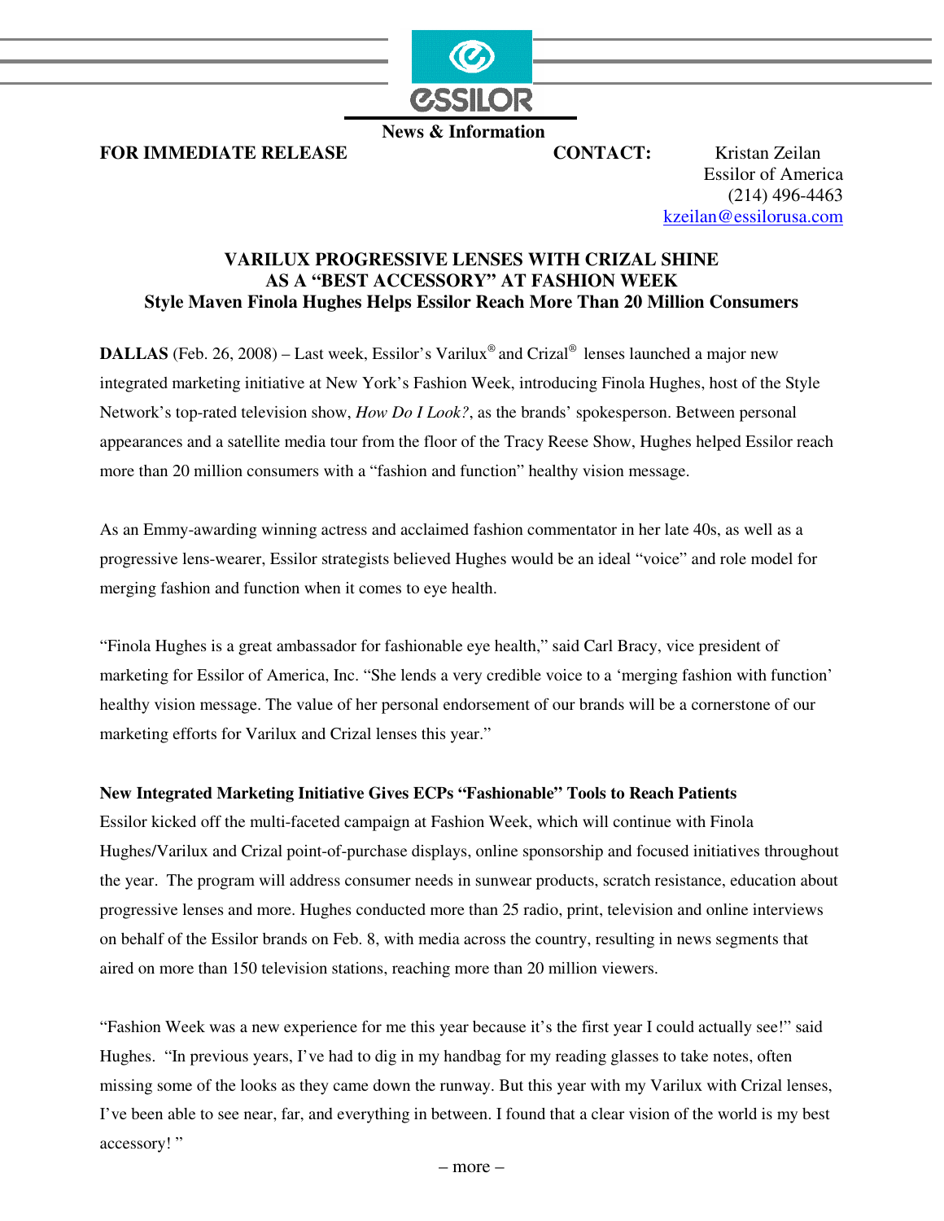ESSILOR

News & Information

**FOR IMMEDIATE RELEASE**

**CONTACT:** Kristan Zeilan
Essilor of America
(214) 496-4463
kzeilan@essilorusa.com

## VARILUX PROGRESSIVE LENSES WITH CRIZAL SHINE AS A "BEST ACCESSORY" AT FASHION WEEK

### Style Maven Finola Hughes Helps Essilor Reach More Than 20 Million Consumers

**DALLAS** (Feb. 26, 2008) – Last week, Essilor's Varilux® and Crizal® lenses launched a major new integrated marketing initiative at New York's Fashion Week, introducing Finola Hughes, host of the Style Network's top-rated television show, *How Do I Look?*, as the brands' spokesperson. Between personal appearances and a satellite media tour from the floor of the Tracy Reese Show, Hughes helped Essilor reach more than 20 million consumers with a "fashion and function" healthy vision message.

As an Emmy-awarding winning actress and acclaimed fashion commentator in her late 40s, as well as a progressive lens-wearer, Essilor strategists believed Hughes would be an ideal "voice" and role model for merging fashion and function when it comes to eye health.

"Finola Hughes is a great ambassador for fashionable eye health," said Carl Bracy, vice president of marketing for Essilor of America, Inc. "She lends a very credible voice to a 'merging fashion with function' healthy vision message. The value of her personal endorsement of our brands will be a cornerstone of our marketing efforts for Varilux and Crizal lenses this year."

**New Integrated Marketing Initiative Gives ECPs "Fashionable" Tools to Reach Patients**

Essilor kicked off the multi-faceted campaign at Fashion Week, which will continue with Finola Hughes/Varilux and Crizal point-of-purchase displays, online sponsorship and focused initiatives throughout the year. The program will address consumer needs in sunwear products, scratch resistance, education about progressive lenses and more. Hughes conducted more than 25 radio, print, television and online interviews on behalf of the Essilor brands on Feb. 8, with media across the country, resulting in news segments that aired on more than 150 television stations, reaching more than 20 million viewers.

"Fashion Week was a new experience for me this year because it's the first year I could actually see!" said Hughes. "In previous years, I've had to dig in my handbag for my reading glasses to take notes, often missing some of the looks as they came down the runway. But this year with my Varilux with Crizal lenses, I've been able to see near, far, and everything in between. I found that a clear vision of the world is my best accessory! "

– more –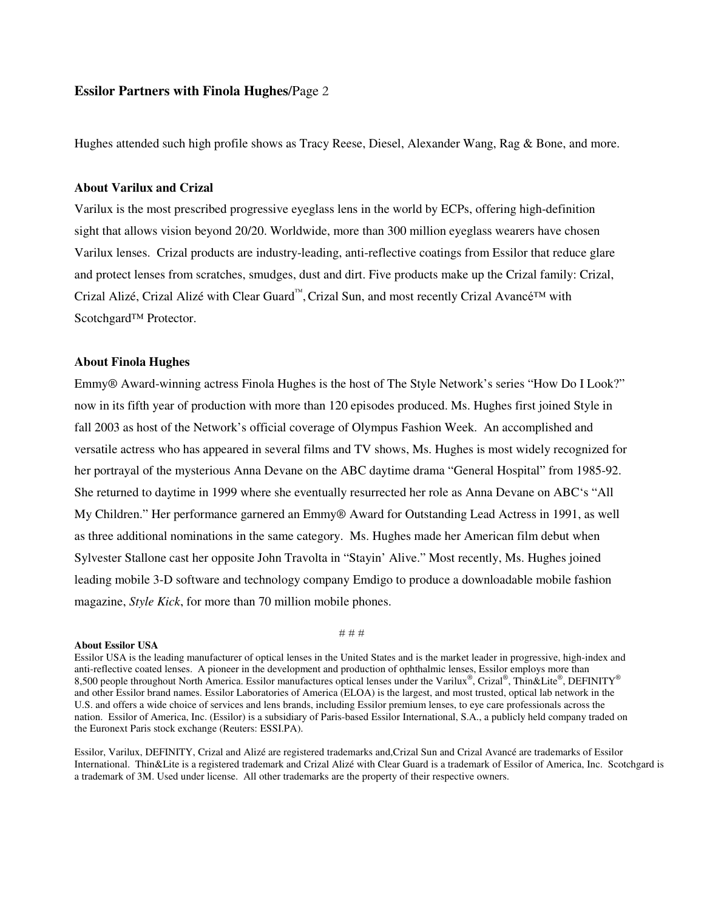Hughes attended such high profile shows as Tracy Reese, Diesel, Alexander Wang, Rag & Bone, and more.

**About Varilux and Crizal**

Varilux is the most prescribed progressive eyeglass lens in the world by ECPs, offering high-definition sight that allows vision beyond 20/20. Worldwide, more than 300 million eyeglass wearers have chosen Varilux lenses. Crizal products are industry-leading, anti-reflective coatings from Essilor that reduce glare and protect lenses from scratches, smudges, dust and dirt. Five products make up the Crizal family: Crizal, Crizal Alizé, Crizal Alizé with Clear Guard™, Crizal Sun, and most recently Crizal Avancé™ with Scotchgard™ Protector.

**About Finola Hughes**

Emmy® Award-winning actress Finola Hughes is the host of The Style Network's series "How Do I Look?" now in its fifth year of production with more than 120 episodes produced. Ms. Hughes first joined Style in fall 2003 as host of the Network's official coverage of Olympus Fashion Week. An accomplished and versatile actress who has appeared in several films and TV shows, Ms. Hughes is most widely recognized for her portrayal of the mysterious Anna Devane on the ABC daytime drama "General Hospital" from 1985-92. She returned to daytime in 1999 where she eventually resurrected her role as Anna Devane on ABC's "All My Children." Her performance garnered an Emmy® Award for Outstanding Lead Actress in 1991, as well as three additional nominations in the same category. Ms. Hughes made her American film debut when Sylvester Stallone cast her opposite John Travolta in "Stayin' Alive." Most recently, Ms. Hughes joined leading mobile 3-D software and technology company Emdigo to produce a downloadable mobile fashion magazine, *Style Kick*, for more than 70 million mobile phones.

# # #

**About Essilor USA**

Essilor USA is the leading manufacturer of optical lenses in the United States and is the market leader in progressive, high-index and anti-reflective coated lenses. A pioneer in the development and production of ophthalmic lenses, Essilor employs more than 8,500 people throughout North America. Essilor manufactures optical lenses under the Varilux®, Crizal®, Thin&Lite®, DEFINITY® and other Essilor brand names. Essilor Laboratories of America (ELOA) is the largest, and most trusted, optical lab network in the U.S. and offers a wide choice of services and lens brands, including Essilor premium lenses, to eye care professionals across the nation. Essilor of America, Inc. (Essilor) is a subsidiary of Paris-based Essilor International, S.A., a publicly held company traded on the Euronext Paris stock exchange (Reuters: ESSI.PA).

Essilor, Varilux, DEFINITY, Crizal and Alizé are registered trademarks and,Crizal Sun and Crizal Avancé are trademarks of Essilor International. Thin&Lite is a registered trademark and Crizal Alizé with Clear Guard is a trademark of Essilor of America, Inc. Scotchgard is a trademark of 3M. Used under license. All other trademarks are the property of their respective owners.